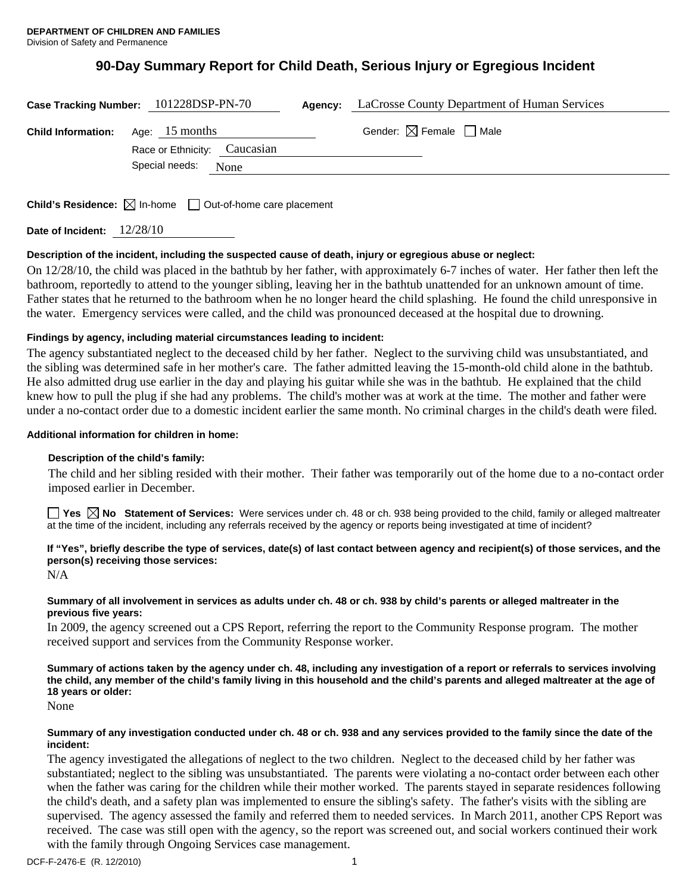**DEPARTMENT OF CHILDREN AND FAMILIES**
Division of Safety and Permanence

# 90-Day Summary Report for Child Death, Serious Injury or Egregious Incident

**Case Tracking Number:** 101228DSP-PN-70 **Agency:** LaCrosse County Department of Human Services

**Child Information:** Age: 15 months Gender: ☒ Female ☐ Male

Race or Ethnicity: Caucasian

Special needs: None

**Child's Residence:** ☒ In-home ☐ Out-of-home care placement

**Date of Incident:** 12/28/10

**Description of the incident, including the suspected cause of death, injury or egregious abuse or neglect:**

On 12/28/10, the child was placed in the bathtub by her father, with approximately 6-7 inches of water. Her father then left the bathroom, reportedly to attend to the younger sibling, leaving her in the bathtub unattended for an unknown amount of time. Father states that he returned to the bathroom when he no longer heard the child splashing. He found the child unresponsive in the water. Emergency services were called, and the child was pronounced deceased at the hospital due to drowning.

**Findings by agency, including material circumstances leading to incident:**

The agency substantiated neglect to the deceased child by her father. Neglect to the surviving child was unsubstantiated, and the sibling was determined safe in her mother's care. The father admitted leaving the 15-month-old child alone in the bathtub. He also admitted drug use earlier in the day and playing his guitar while she was in the bathtub. He explained that the child knew how to pull the plug if she had any problems. The child's mother was at work at the time. The mother and father were under a no-contact order due to a domestic incident earlier the same month. No criminal charges in the child's death were filed.

**Additional information for children in home:**

**Description of the child's family:**

The child and her sibling resided with their mother. Their father was temporarily out of the home due to a no-contact order imposed earlier in December.

☐ **Yes** ☒ **No** **Statement of Services:** Were services under ch. 48 or ch. 938 being provided to the child, family or alleged maltreater at the time of the incident, including any referrals received by the agency or reports being investigated at time of incident?

**If "Yes", briefly describe the type of services, date(s) of last contact between agency and recipient(s) of those services, and the person(s) receiving those services:**

N/A

**Summary of all involvement in services as adults under ch. 48 or ch. 938 by child's parents or alleged maltreater in the previous five years:**

In 2009, the agency screened out a CPS Report, referring the report to the Community Response program. The mother received support and services from the Community Response worker.

**Summary of actions taken by the agency under ch. 48, including any investigation of a report or referrals to services involving the child, any member of the child's family living in this household and the child's parents and alleged maltreater at the age of 18 years or older:**

None

**Summary of any investigation conducted under ch. 48 or ch. 938 and any services provided to the family since the date of the incident:**

The agency investigated the allegations of neglect to the two children. Neglect to the deceased child by her father was substantiated; neglect to the sibling was unsubstantiated. The parents were violating a no-contact order between each other when the father was caring for the children while their mother worked. The parents stayed in separate residences following the child's death, and a safety plan was implemented to ensure the sibling's safety. The father's visits with the sibling are supervised. The agency assessed the family and referred them to needed services. In March 2011, another CPS Report was received. The case was still open with the agency, so the report was screened out, and social workers continued their work with the family through Ongoing Services case management.

DCF-F-2476-E (R. 12/2010)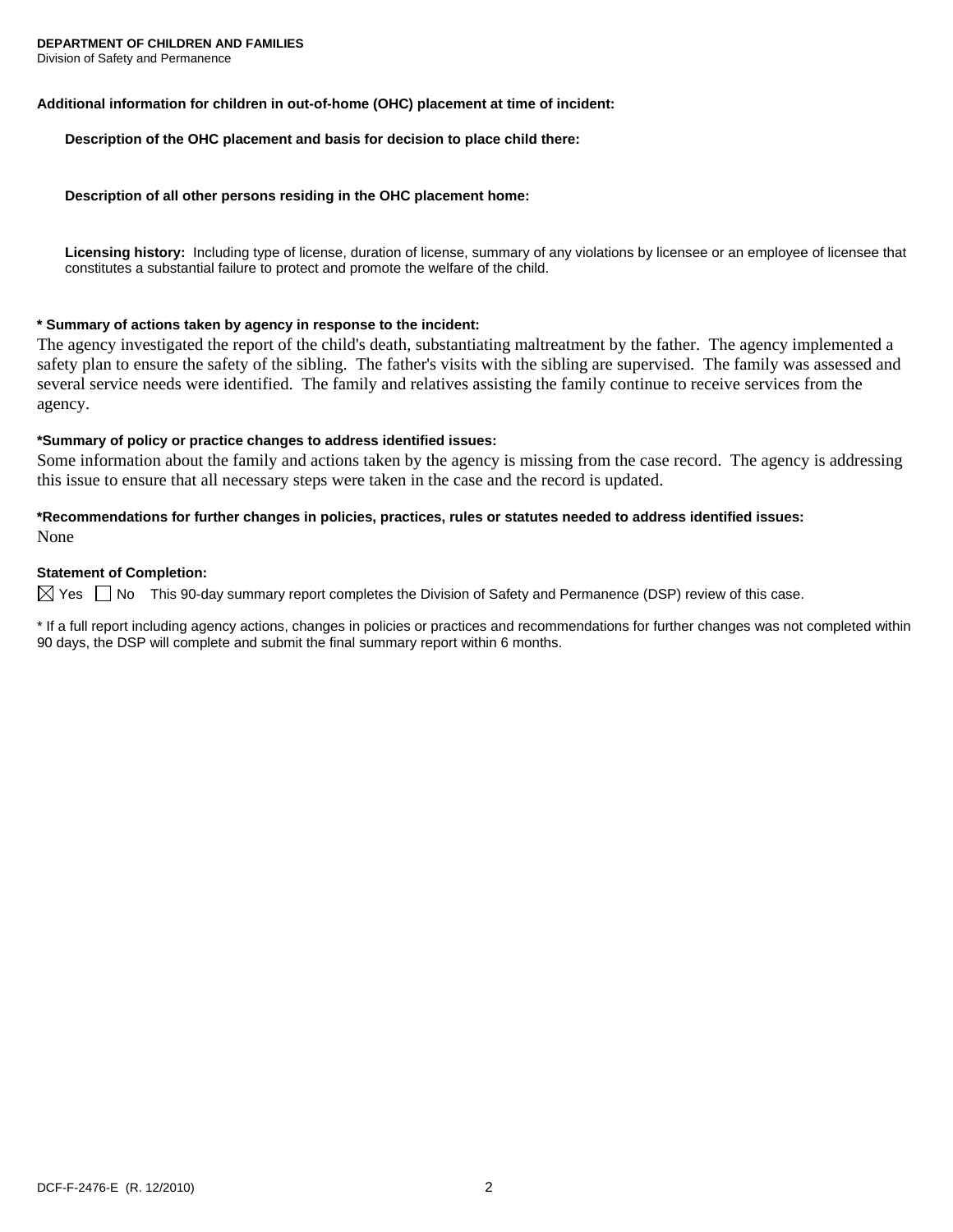**DEPARTMENT OF CHILDREN AND FAMILIES**
Division of Safety and Permanence

**Additional information for children in out-of-home (OHC) placement at time of incident:**

**Description of the OHC placement and basis for decision to place child there:**

**Description of all other persons residing in the OHC placement home:**

**Licensing history:** Including type of license, duration of license, summary of any violations by licensee or an employee of licensee that constitutes a substantial failure to protect and promote the welfare of the child.

**\* Summary of actions taken by agency in response to the incident:**

The agency investigated the report of the child's death, substantiating maltreatment by the father. The agency implemented a safety plan to ensure the safety of the sibling. The father's visits with the sibling are supervised. The family was assessed and several service needs were identified. The family and relatives assisting the family continue to receive services from the agency.

**\*Summary of policy or practice changes to address identified issues:**

Some information about the family and actions taken by the agency is missing from the case record. The agency is addressing this issue to ensure that all necessary steps were taken in the case and the record is updated.

**\*Recommendations for further changes in policies, practices, rules or statutes needed to address identified issues:**

None

**Statement of Completion:**

☒ Yes ☐ No This 90-day summary report completes the Division of Safety and Permanence (DSP) review of this case.

\* If a full report including agency actions, changes in policies or practices and recommendations for further changes was not completed within 90 days, the DSP will complete and submit the final summary report within 6 months.

DCF-F-2476-E (R. 12/2010)